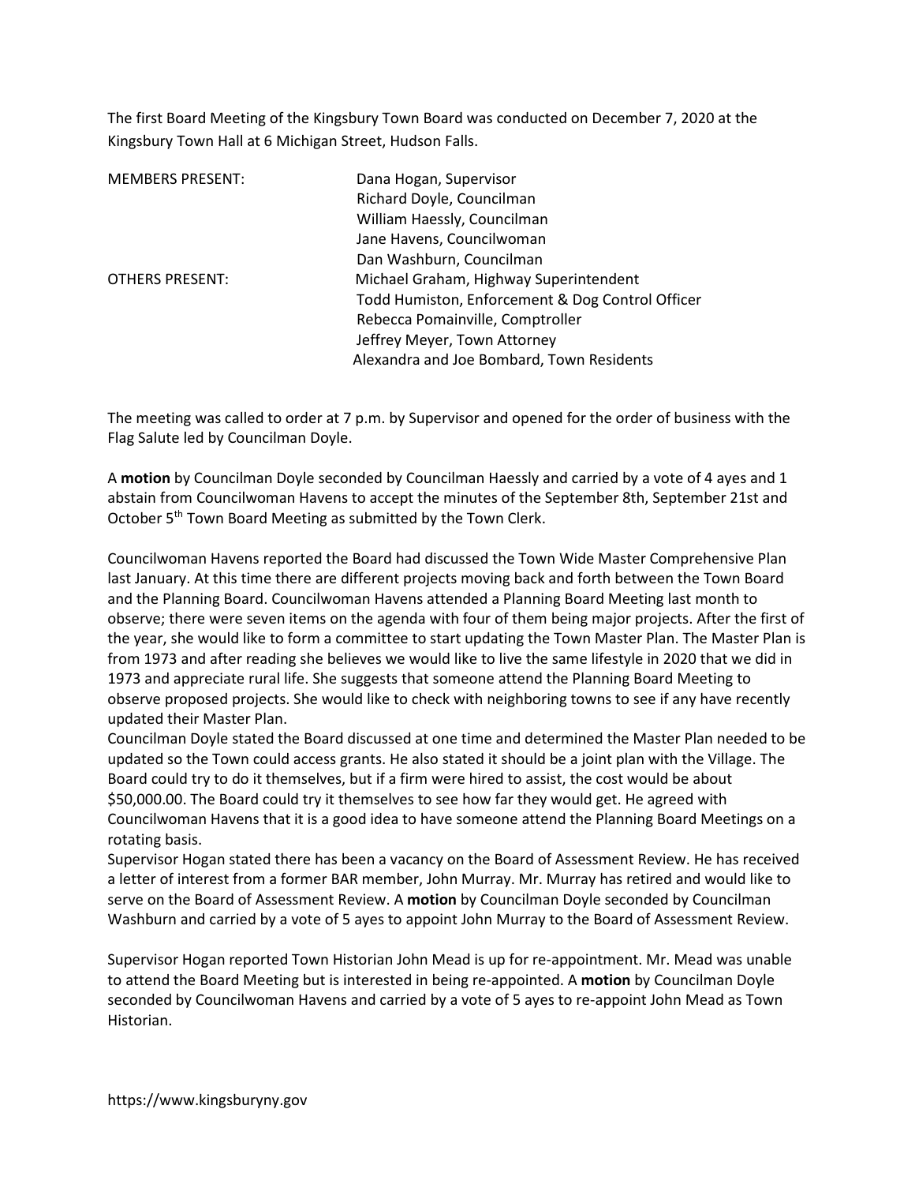The first Board Meeting of the Kingsbury Town Board was conducted on December 7, 2020 at the Kingsbury Town Hall at 6 Michigan Street, Hudson Falls.

| | |
|---|---|
| MEMBERS PRESENT: | Dana Hogan, Supervisor |
| | Richard Doyle, Councilman |
| | William Haessly, Councilman |
| | Jane Havens, Councilwoman |
| | Dan Washburn, Councilman |
| OTHERS PRESENT: | Michael Graham, Highway Superintendent |
| | Todd Humiston, Enforcement & Dog Control Officer |
| | Rebecca Pomainville, Comptroller |
| | Jeffrey Meyer, Town Attorney |
| | Alexandra and Joe Bombard, Town Residents |

The meeting was called to order at 7 p.m. by Supervisor and opened for the order of business with the Flag Salute led by Councilman Doyle.

A **motion** by Councilman Doyle seconded by Councilman Haessly and carried by a vote of 4 ayes and 1 abstain from Councilwoman Havens to accept the minutes of the September 8th, September 21st and October 5th Town Board Meeting as submitted by the Town Clerk.

Councilwoman Havens reported the Board had discussed the Town Wide Master Comprehensive Plan last January. At this time there are different projects moving back and forth between the Town Board and the Planning Board. Councilwoman Havens attended a Planning Board Meeting last month to observe; there were seven items on the agenda with four of them being major projects. After the first of the year, she would like to form a committee to start updating the Town Master Plan. The Master Plan is from 1973 and after reading she believes we would like to live the same lifestyle in 2020 that we did in 1973 and appreciate rural life. She suggests that someone attend the Planning Board Meeting to observe proposed projects. She would like to check with neighboring towns to see if any have recently updated their Master Plan.

Councilman Doyle stated the Board discussed at one time and determined the Master Plan needed to be updated so the Town could access grants. He also stated it should be a joint plan with the Village. The Board could try to do it themselves, but if a firm were hired to assist, the cost would be about $50,000.00. The Board could try it themselves to see how far they would get. He agreed with Councilwoman Havens that it is a good idea to have someone attend the Planning Board Meetings on a rotating basis.

Supervisor Hogan stated there has been a vacancy on the Board of Assessment Review. He has received a letter of interest from a former BAR member, John Murray. Mr. Murray has retired and would like to serve on the Board of Assessment Review. A **motion** by Councilman Doyle seconded by Councilman Washburn and carried by a vote of 5 ayes to appoint John Murray to the Board of Assessment Review.

Supervisor Hogan reported Town Historian John Mead is up for re-appointment. Mr. Mead was unable to attend the Board Meeting but is interested in being re-appointed. A **motion** by Councilman Doyle seconded by Councilwoman Havens and carried by a vote of 5 ayes to re-appoint John Mead as Town Historian.

https://www.kingsburyny.gov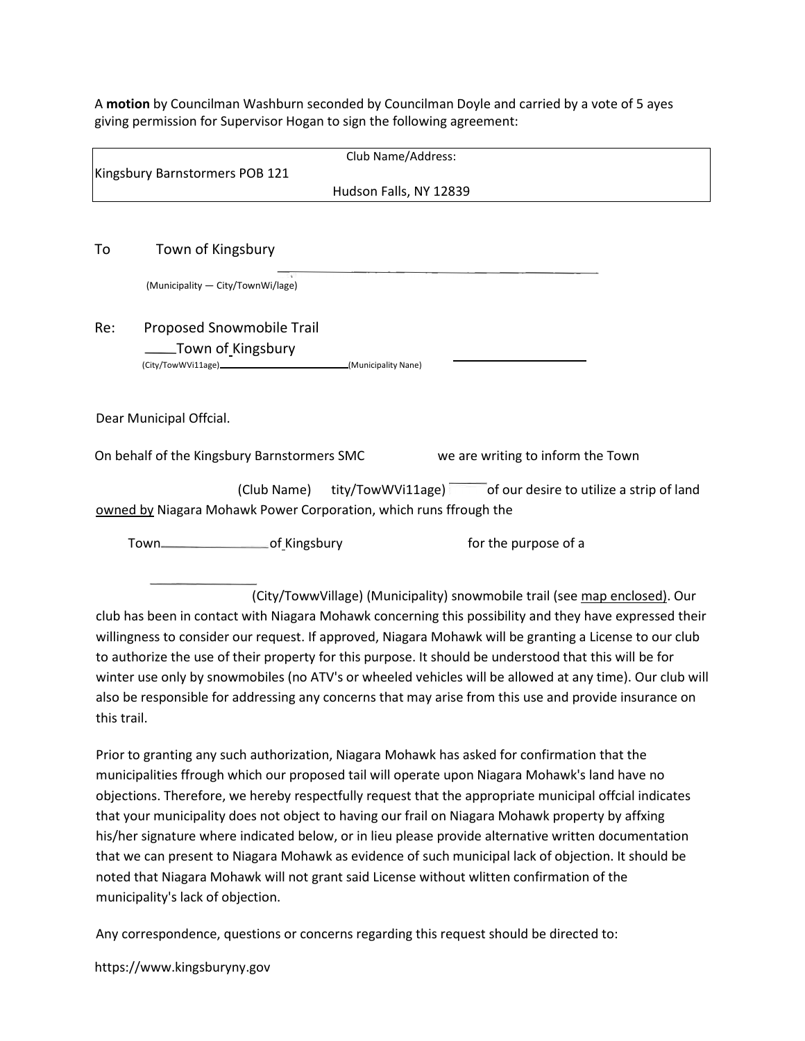A **motion** by Councilman Washburn seconded by Councilman Doyle and carried by a vote of 5 ayes giving permission for Supervisor Hogan to sign the following agreement:

| Club Name/Address: |
| --- |
| Kingsbury Barnstormers POB 121 |
| Hudson Falls, NY 12839 |

To Town of Kingsbury

(Municipality — City/TownWi/lage)

Re: Proposed Snowmobile Trail

____Town of Kingsbury

(City/TowWVi11age)______________________(Municipality Nane)

Dear Municipal Offcial.

On behalf of the Kingsbury Barnstormers SMC we are writing to inform the Town

(Club Name) tity/TowWVi11age) of our desire to utilize a strip of land owned by Niagara Mohawk Power Corporation, which runs ffrough the

Town______________of Kingsbury for the purpose of a

(City/TowwVillage) (Municipality) snowmobile trail (see map enclosed). Our club has been in contact with Niagara Mohawk concerning this possibility and they have expressed their willingness to consider our request. If approved, Niagara Mohawk will be granting a License to our club to authorize the use of their property for this purpose. It should be understood that this will be for winter use only by snowmobiles (no ATV's or wheeled vehicles will be allowed at any time). Our club will also be responsible for addressing any concerns that may arise from this use and provide insurance on this trail.

Prior to granting any such authorization, Niagara Mohawk has asked for confirmation that the municipalities ffrough which our proposed tail will operate upon Niagara Mohawk's land have no objections. Therefore, we hereby respectfully request that the appropriate municipal offcial indicates that your municipality does not object to having our frail on Niagara Mohawk property by affxing his/her signature where indicated below, or in lieu please provide alternative written documentation that we can present to Niagara Mohawk as evidence of such municipal lack of objection. It should be noted that Niagara Mohawk will not grant said License without wlitten confirmation of the municipality's lack of objection.

Any correspondence, questions or concerns regarding this request should be directed to:

https://www.kingsburyny.gov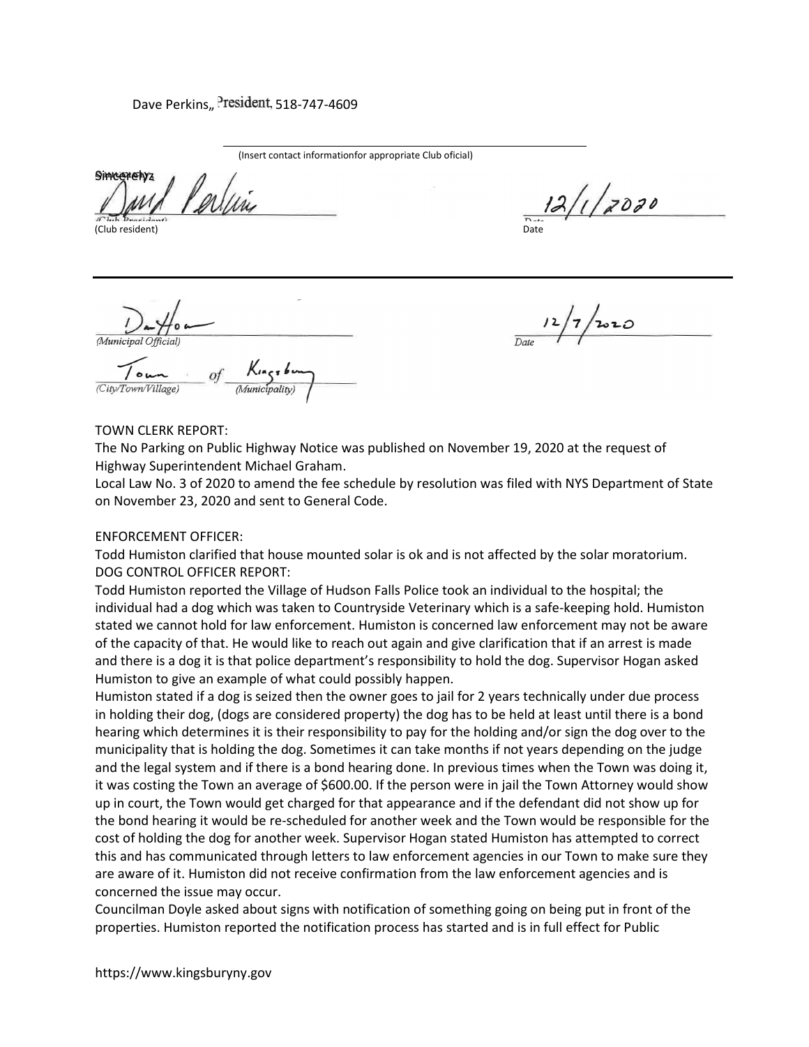Dave Perkins,, President, 518-747-4609

(Insert contact informationfor appropriate Club oficial)

Sincerely,

(Club resident) 12/1/2020

Date

---

(Municipal Official) 12/7/2020

Date

Town of Kingsbury

(City/Town/Village) (Municipality)

TOWN CLERK REPORT:

The No Parking on Public Highway Notice was published on November 19, 2020 at the request of Highway Superintendent Michael Graham.

Local Law No. 3 of 2020 to amend the fee schedule by resolution was filed with NYS Department of State on November 23, 2020 and sent to General Code.

ENFORCEMENT OFFICER:

Todd Humiston clarified that house mounted solar is ok and is not affected by the solar moratorium.

DOG CONTROL OFFICER REPORT:

Todd Humiston reported the Village of Hudson Falls Police took an individual to the hospital; the individual had a dog which was taken to Countryside Veterinary which is a safe-keeping hold. Humiston stated we cannot hold for law enforcement. Humiston is concerned law enforcement may not be aware of the capacity of that. He would like to reach out again and give clarification that if an arrest is made and there is a dog it is that police department's responsibility to hold the dog. Supervisor Hogan asked Humiston to give an example of what could possibly happen.

Humiston stated if a dog is seized then the owner goes to jail for 2 years technically under due process in holding their dog, (dogs are considered property) the dog has to be held at least until there is a bond hearing which determines it is their responsibility to pay for the holding and/or sign the dog over to the municipality that is holding the dog. Sometimes it can take months if not years depending on the judge and the legal system and if there is a bond hearing done. In previous times when the Town was doing it, it was costing the Town an average of $600.00. If the person were in jail the Town Attorney would show up in court, the Town would get charged for that appearance and if the defendant did not show up for the bond hearing it would be re-scheduled for another week and the Town would be responsible for the cost of holding the dog for another week. Supervisor Hogan stated Humiston has attempted to correct this and has communicated through letters to law enforcement agencies in our Town to make sure they are aware of it. Humiston did not receive confirmation from the law enforcement agencies and is concerned the issue may occur.

Councilman Doyle asked about signs with notification of something going on being put in front of the properties. Humiston reported the notification process has started and is in full effect for Public

https://www.kingsburyny.gov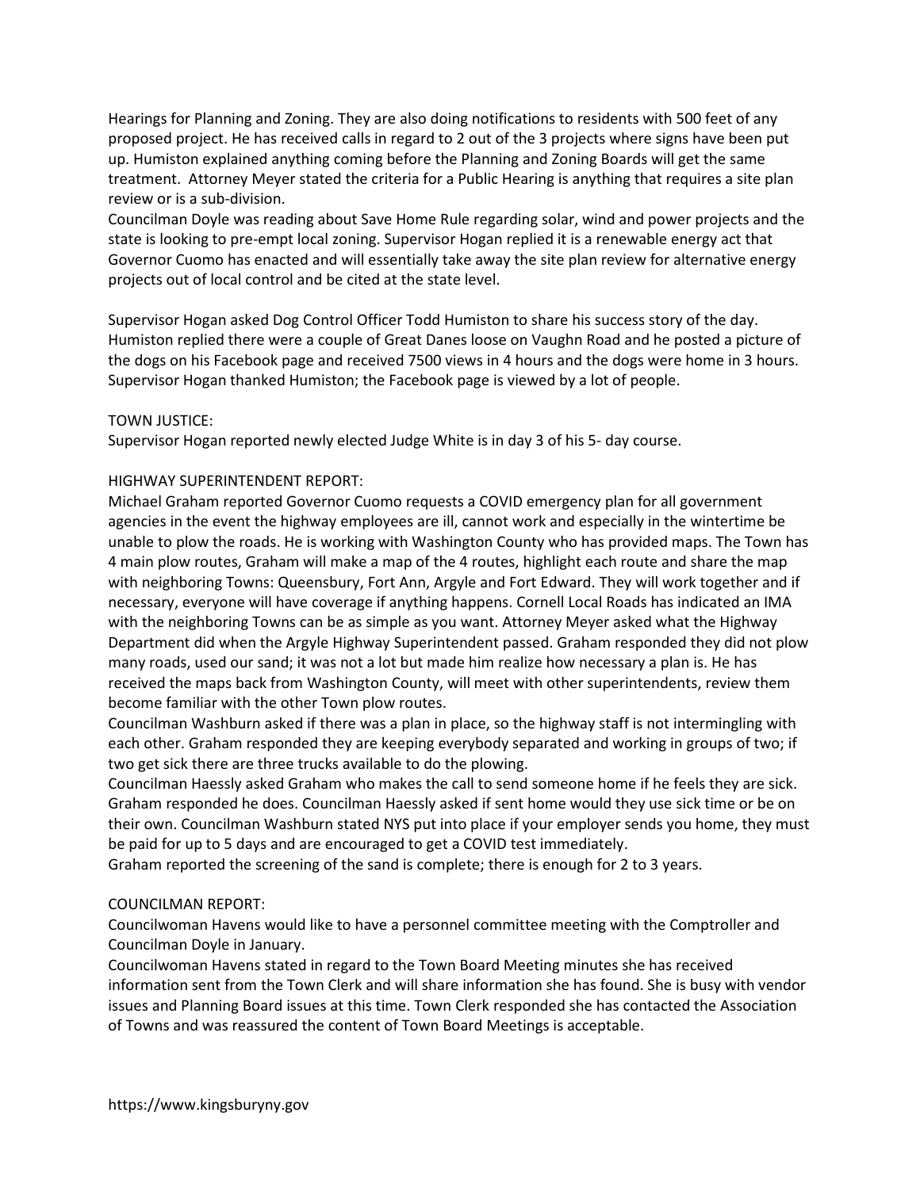Hearings for Planning and Zoning. They are also doing notifications to residents with 500 feet of any proposed project. He has received calls in regard to 2 out of the 3 projects where signs have been put up. Humiston explained anything coming before the Planning and Zoning Boards will get the same treatment. Attorney Meyer stated the criteria for a Public Hearing is anything that requires a site plan review or is a sub-division.

Councilman Doyle was reading about Save Home Rule regarding solar, wind and power projects and the state is looking to pre-empt local zoning. Supervisor Hogan replied it is a renewable energy act that Governor Cuomo has enacted and will essentially take away the site plan review for alternative energy projects out of local control and be cited at the state level.

Supervisor Hogan asked Dog Control Officer Todd Humiston to share his success story of the day. Humiston replied there were a couple of Great Danes loose on Vaughn Road and he posted a picture of the dogs on his Facebook page and received 7500 views in 4 hours and the dogs were home in 3 hours. Supervisor Hogan thanked Humiston; the Facebook page is viewed by a lot of people.

TOWN JUSTICE:

Supervisor Hogan reported newly elected Judge White is in day 3 of his 5- day course.

HIGHWAY SUPERINTENDENT REPORT:

Michael Graham reported Governor Cuomo requests a COVID emergency plan for all government agencies in the event the highway employees are ill, cannot work and especially in the wintertime be unable to plow the roads. He is working with Washington County who has provided maps. The Town has 4 main plow routes, Graham will make a map of the 4 routes, highlight each route and share the map with neighboring Towns: Queensbury, Fort Ann, Argyle and Fort Edward. They will work together and if necessary, everyone will have coverage if anything happens. Cornell Local Roads has indicated an IMA with the neighboring Towns can be as simple as you want. Attorney Meyer asked what the Highway Department did when the Argyle Highway Superintendent passed. Graham responded they did not plow many roads, used our sand; it was not a lot but made him realize how necessary a plan is. He has received the maps back from Washington County, will meet with other superintendents, review them become familiar with the other Town plow routes.

Councilman Washburn asked if there was a plan in place, so the highway staff is not intermingling with each other. Graham responded they are keeping everybody separated and working in groups of two; if two get sick there are three trucks available to do the plowing.

Councilman Haessly asked Graham who makes the call to send someone home if he feels they are sick. Graham responded he does. Councilman Haessly asked if sent home would they use sick time or be on their own. Councilman Washburn stated NYS put into place if your employer sends you home, they must be paid for up to 5 days and are encouraged to get a COVID test immediately.

Graham reported the screening of the sand is complete; there is enough for 2 to 3 years.

COUNCILMAN REPORT:

Councilwoman Havens would like to have a personnel committee meeting with the Comptroller and Councilman Doyle in January.

Councilwoman Havens stated in regard to the Town Board Meeting minutes she has received information sent from the Town Clerk and will share information she has found. She is busy with vendor issues and Planning Board issues at this time. Town Clerk responded she has contacted the Association of Towns and was reassured the content of Town Board Meetings is acceptable.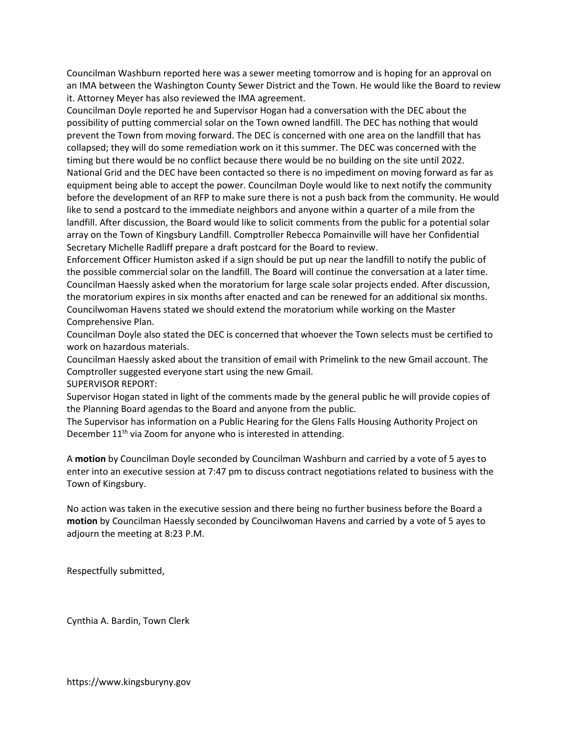Councilman Washburn reported here was a sewer meeting tomorrow and is hoping for an approval on an IMA between the Washington County Sewer District and the Town. He would like the Board to review it. Attorney Meyer has also reviewed the IMA agreement.

Councilman Doyle reported he and Supervisor Hogan had a conversation with the DEC about the possibility of putting commercial solar on the Town owned landfill. The DEC has nothing that would prevent the Town from moving forward. The DEC is concerned with one area on the landfill that has collapsed; they will do some remediation work on it this summer. The DEC was concerned with the timing but there would be no conflict because there would be no building on the site until 2022. National Grid and the DEC have been contacted so there is no impediment on moving forward as far as equipment being able to accept the power. Councilman Doyle would like to next notify the community before the development of an RFP to make sure there is not a push back from the community. He would like to send a postcard to the immediate neighbors and anyone within a quarter of a mile from the landfill. After discussion, the Board would like to solicit comments from the public for a potential solar array on the Town of Kingsbury Landfill. Comptroller Rebecca Pomainville will have her Confidential Secretary Michelle Radliff prepare a draft postcard for the Board to review.

Enforcement Officer Humiston asked if a sign should be put up near the landfill to notify the public of the possible commercial solar on the landfill. The Board will continue the conversation at a later time.

Councilman Haessly asked when the moratorium for large scale solar projects ended. After discussion, the moratorium expires in six months after enacted and can be renewed for an additional six months. Councilwoman Havens stated we should extend the moratorium while working on the Master Comprehensive Plan.

Councilman Doyle also stated the DEC is concerned that whoever the Town selects must be certified to work on hazardous materials.

Councilman Haessly asked about the transition of email with Primelink to the new Gmail account. The Comptroller suggested everyone start using the new Gmail.

SUPERVISOR REPORT:

Supervisor Hogan stated in light of the comments made by the general public he will provide copies of the Planning Board agendas to the Board and anyone from the public.

The Supervisor has information on a Public Hearing for the Glens Falls Housing Authority Project on December 11th via Zoom for anyone who is interested in attending.

A **motion** by Councilman Doyle seconded by Councilman Washburn and carried by a vote of 5 ayes to enter into an executive session at 7:47 pm to discuss contract negotiations related to business with the Town of Kingsbury.

No action was taken in the executive session and there being no further business before the Board a **motion** by Councilman Haessly seconded by Councilwoman Havens and carried by a vote of 5 ayes to adjourn the meeting at 8:23 P.M.

Respectfully submitted,

Cynthia A. Bardin, Town Clerk

https://www.kingsburyny.gov